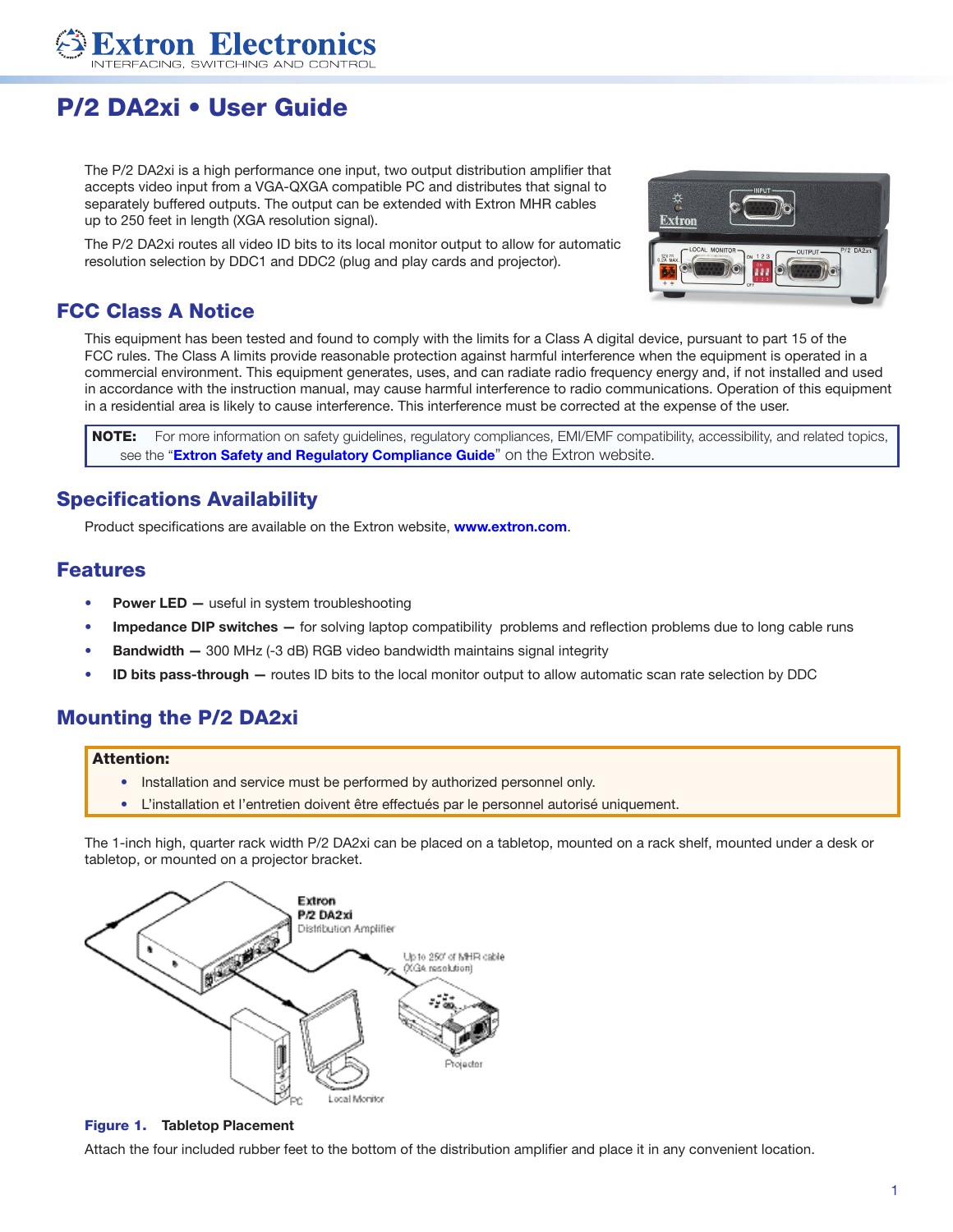Extron Electronics
INTERFACING, SWITCHING AND CONTROL

# P/2 DA2xi • User Guide

The P/2 DA2xi is a high performance one input, two output distribution amplifier that accepts video input from a VGA-QXGA compatible PC and distributes that signal to separately buffered outputs. The output can be extended with Extron MHR cables up to 250 feet in length (XGA resolution signal).

The P/2 DA2xi routes all video ID bits to its local monitor output to allow for automatic resolution selection by DDC1 and DDC2 (plug and play cards and projector).

## FCC Class A Notice

This equipment has been tested and found to comply with the limits for a Class A digital device, pursuant to part 15 of the FCC rules. The Class A limits provide reasonable protection against harmful interference when the equipment is operated in a commercial environment. This equipment generates, uses, and can radiate radio frequency energy and, if not installed and used in accordance with the instruction manual, may cause harmful interference to radio communications. Operation of this equipment in a residential area is likely to cause interference. This interference must be corrected at the expense of the user.

**NOTE:** For more information on safety guidelines, regulatory compliances, EMI/EMF compatibility, accessibility, and related topics, see the "**Extron Safety and Regulatory Compliance Guide**" on the Extron website.

## Specifications Availability

Product specifications are available on the Extron website, **www.extron.com**.

## Features

- **Power LED —** useful in system troubleshooting
- **Impedance DIP switches —** for solving laptop compatibility problems and reflection problems due to long cable runs
- **Bandwidth —** 300 MHz (-3 dB) RGB video bandwidth maintains signal integrity
- **ID bits pass-through —** routes ID bits to the local monitor output to allow automatic scan rate selection by DDC

## Mounting the P/2 DA2xi

**Attention:**
- Installation and service must be performed by authorized personnel only.
- L'installation et l'entretien doivent être effectués par le personnel autorisé uniquement.

The 1-inch high, quarter rack width P/2 DA2xi can be placed on a tabletop, mounted on a rack shelf, mounted under a desk or tabletop, or mounted on a projector bracket.

**Figure 1. Tabletop Placement**

Attach the four included rubber feet to the bottom of the distribution amplifier and place it in any convenient location.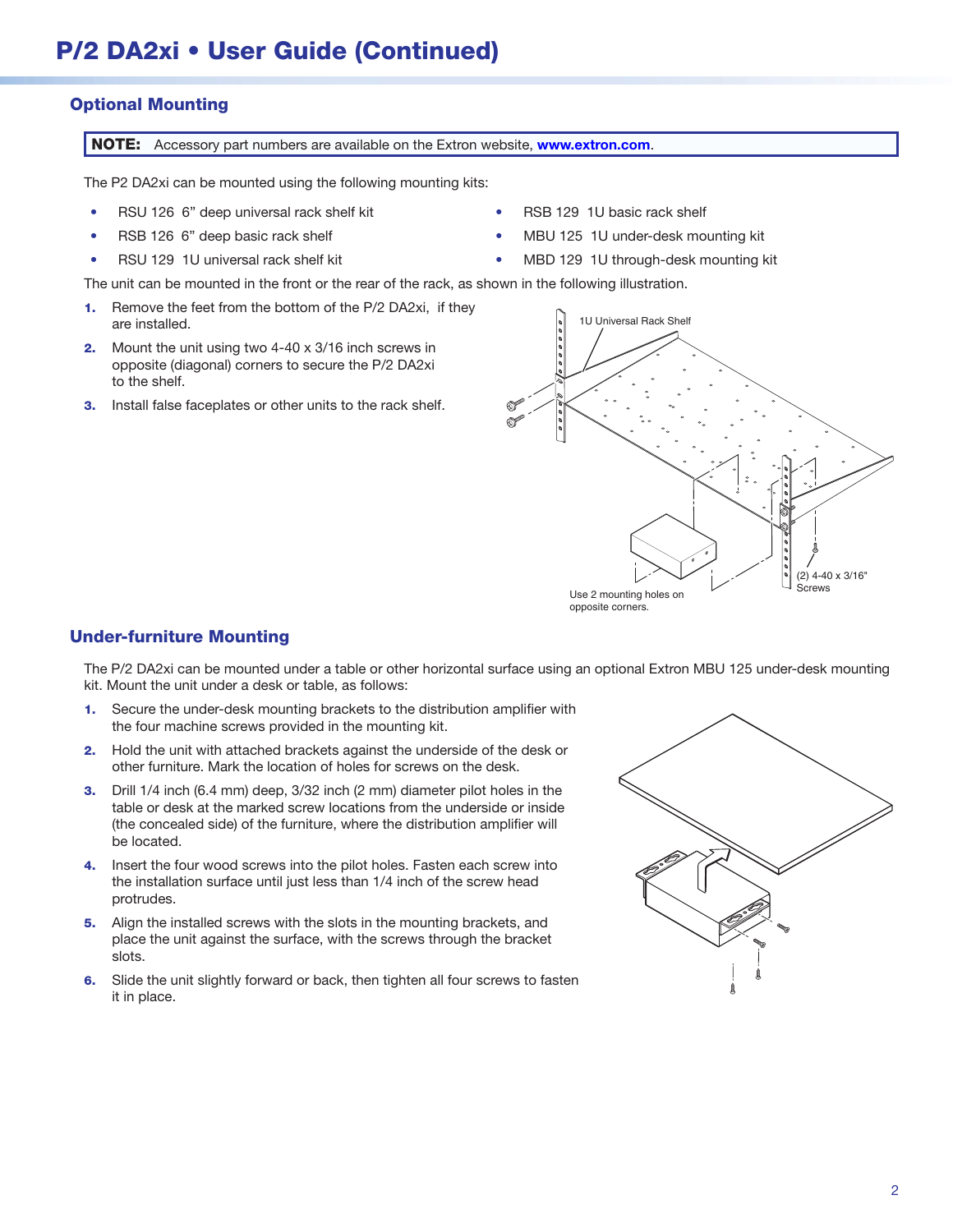## Optional Mounting

> **NOTE:** Accessory part numbers are available on the Extron website, **www.extron.com**.

The P2 DA2xi can be mounted using the following mounting kits:

- RSU 126 6" deep universal rack shelf kit
- RSB 126 6" deep basic rack shelf
- RSU 129 1U universal rack shelf kit
- RSB 129 1U basic rack shelf
- MBU 125 1U under-desk mounting kit
- MBD 129 1U through-desk mounting kit

The unit can be mounted in the front or the rear of the rack, as shown in the following illustration.

1. Remove the feet from the bottom of the P/2 DA2xi, if they are installed.
2. Mount the unit using two 4-40 x 3/16 inch screws in opposite (diagonal) corners to secure the P/2 DA2xi to the shelf.
3. Install false faceplates or other units to the rack shelf.

1U Universal Rack Shelf

(2) 4-40 x 3/16" Screws

Use 2 mounting holes on opposite corners.

## Under-furniture Mounting

The P/2 DA2xi can be mounted under a table or other horizontal surface using an optional Extron MBU 125 under-desk mounting kit. Mount the unit under a desk or table, as follows:

1. Secure the under-desk mounting brackets to the distribution amplifier with the four machine screws provided in the mounting kit.
2. Hold the unit with attached brackets against the underside of the desk or other furniture. Mark the location of holes for screws on the desk.
3. Drill 1/4 inch (6.4 mm) deep, 3/32 inch (2 mm) diameter pilot holes in the table or desk at the marked screw locations from the underside or inside (the concealed side) of the furniture, where the distribution amplifier will be located.
4. Insert the four wood screws into the pilot holes. Fasten each screw into the installation surface until just less than 1/4 inch of the screw head protrudes.
5. Align the installed screws with the slots in the mounting brackets, and place the unit against the surface, with the screws through the bracket slots.
6. Slide the unit slightly forward or back, then tighten all four screws to fasten it in place.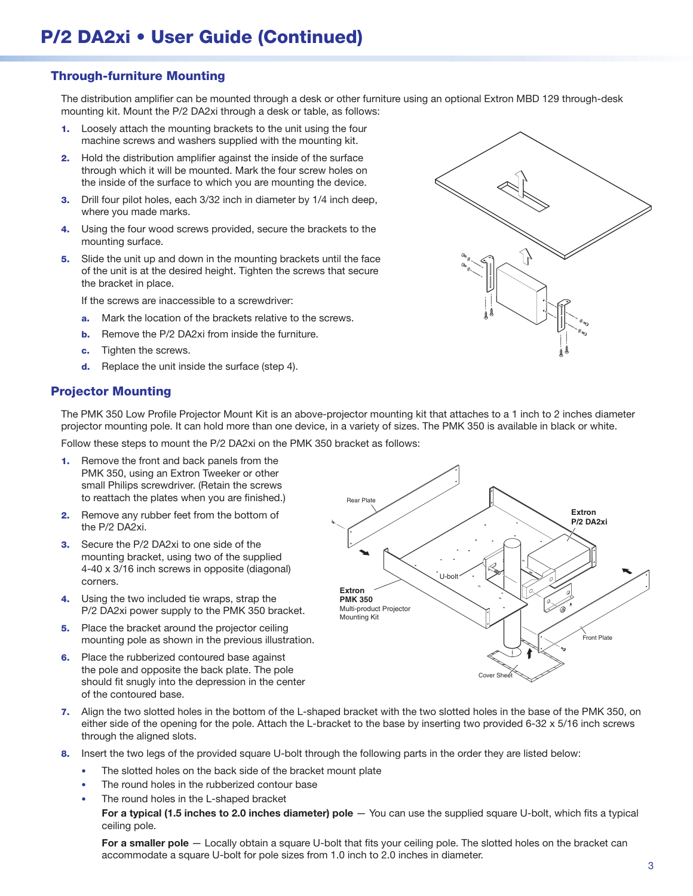# P/2 DA2xi • User Guide (Continued)

## Through-furniture Mounting

The distribution amplifier can be mounted through a desk or other furniture using an optional Extron MBD 129 through-desk mounting kit. Mount the P/2 DA2xi through a desk or table, as follows:

1. Loosely attach the mounting brackets to the unit using the four machine screws and washers supplied with the mounting kit.
2. Hold the distribution amplifier against the inside of the surface through which it will be mounted. Mark the four screw holes on the inside of the surface to which you are mounting the device.
3. Drill four pilot holes, each 3/32 inch in diameter by 1/4 inch deep, where you made marks.
4. Using the four wood screws provided, secure the brackets to the mounting surface.
5. Slide the unit up and down in the mounting brackets until the face of the unit is at the desired height. Tighten the screws that secure the bracket in place.

   If the screws are inaccessible to a screwdriver:

   a. Mark the location of the brackets relative to the screws.
   b. Remove the P/2 DA2xi from inside the furniture.
   c. Tighten the screws.
   d. Replace the unit inside the surface (step 4).

## Projector Mounting

The PMK 350 Low Profile Projector Mount Kit is an above-projector mounting kit that attaches to a 1 inch to 2 inches diameter projector mounting pole. It can hold more than one device, in a variety of sizes. The PMK 350 is available in black or white.

Follow these steps to mount the P/2 DA2xi on the PMK 350 bracket as follows:

1. Remove the front and back panels from the PMK 350, using an Extron Tweeker or other small Philips screwdriver. (Retain the screws to reattach the plates when you are finished.)
2. Remove any rubber feet from the bottom of the P/2 DA2xi.
3. Secure the P/2 DA2xi to one side of the mounting bracket, using two of the supplied 4-40 x 3/16 inch screws in opposite (diagonal) corners.
4. Using the two included tie wraps, strap the P/2 DA2xi power supply to the PMK 350 bracket.
5. Place the bracket around the projector ceiling mounting pole as shown in the previous illustration.
6. Place the rubberized contoured base against the pole and opposite the back plate. The pole should fit snugly into the depression in the center of the contoured base.
7. Align the two slotted holes in the bottom of the L-shaped bracket with the two slotted holes in the base of the PMK 350, on either side of the opening for the pole. Attach the L-bracket to the base by inserting two provided 6-32 x 5/16 inch screws through the aligned slots.
8. Insert the two legs of the provided square U-bolt through the following parts in the order they are listed below:
   - The slotted holes on the back side of the bracket mount plate
   - The round holes in the rubberized contour base
   - The round holes in the L-shaped bracket

   **For a typical (1.5 inches to 2.0 inches diameter) pole** — You can use the supplied square U-bolt, which fits a typical ceiling pole.

   **For a smaller pole** — Locally obtain a square U-bolt that fits your ceiling pole. The slotted holes on the bracket can accommodate a square U-bolt for pole sizes from 1.0 inch to 2.0 inches in diameter.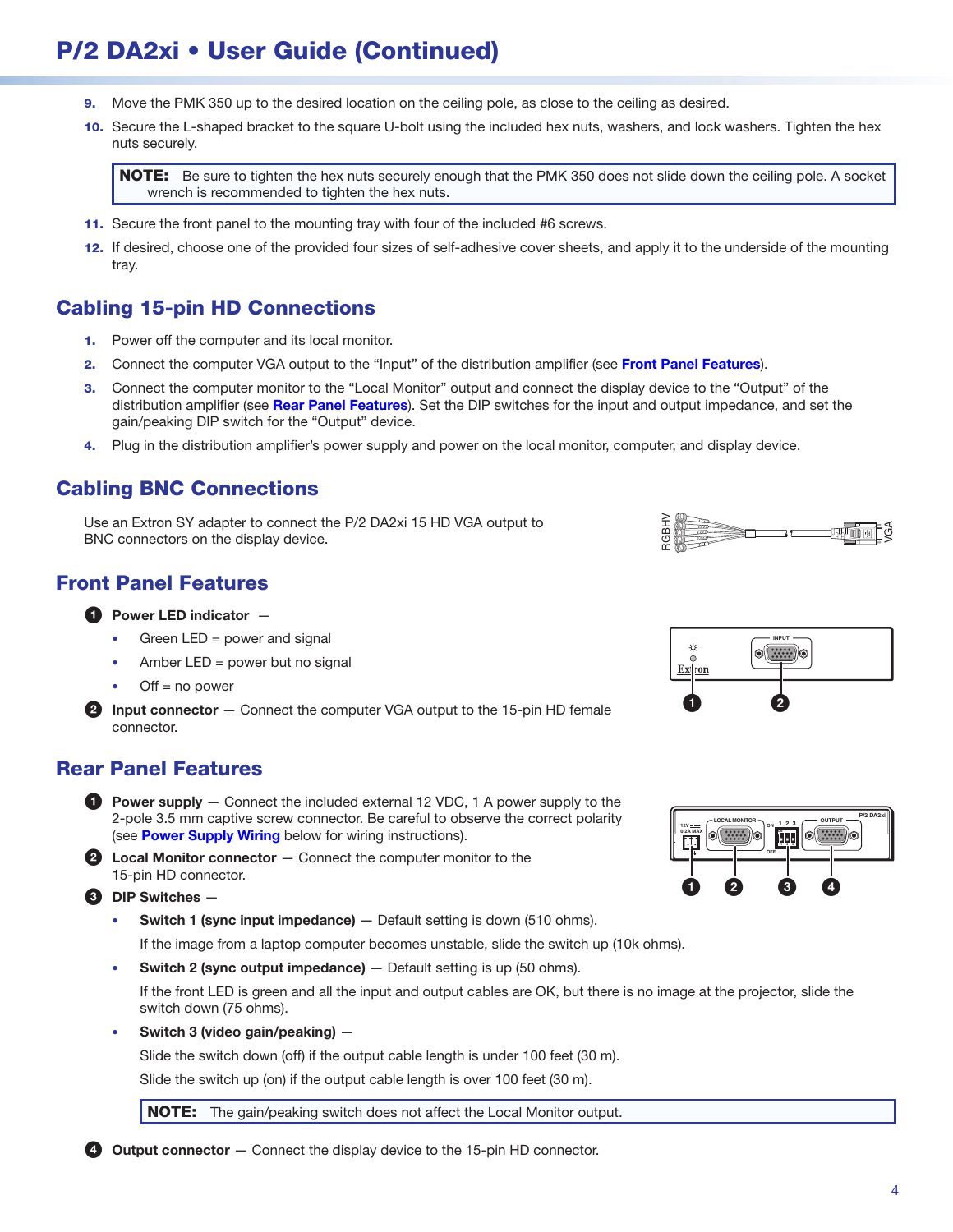# P/2 DA2xi • User Guide (Continued)

9. Move the PMK 350 up to the desired location on the ceiling pole, as close to the ceiling as desired.
10. Secure the L-shaped bracket to the square U-bolt using the included hex nuts, washers, and lock washers. Tighten the hex nuts securely.

> **NOTE:** Be sure to tighten the hex nuts securely enough that the PMK 350 does not slide down the ceiling pole. A socket wrench is recommended to tighten the hex nuts.

11. Secure the front panel to the mounting tray with four of the included #6 screws.
12. If desired, choose one of the provided four sizes of self-adhesive cover sheets, and apply it to the underside of the mounting tray.

## Cabling 15-pin HD Connections

1. Power off the computer and its local monitor.
2. Connect the computer VGA output to the “Input” of the distribution amplifier (see **Front Panel Features**).
3. Connect the computer monitor to the “Local Monitor” output and connect the display device to the “Output” of the distribution amplifier (see **Rear Panel Features**). Set the DIP switches for the input and output impedance, and set the gain/peaking DIP switch for the “Output” device.
4. Plug in the distribution amplifier’s power supply and power on the local monitor, computer, and display device.

## Cabling BNC Connections

Use an Extron SY adapter to connect the P/2 DA2xi 15 HD VGA output to BNC connectors on the display device.

## Front Panel Features

1. **Power LED indicator** —
   - Green LED = power and signal
   - Amber LED = power but no signal
   - Off = no power
2. **Input connector** — Connect the computer VGA output to the 15-pin HD female connector.

## Rear Panel Features

1. **Power supply** — Connect the included external 12 VDC, 1 A power supply to the 2-pole 3.5 mm captive screw connector. Be careful to observe the correct polarity (see **Power Supply Wiring** below for wiring instructions).
2. **Local Monitor connector** — Connect the computer monitor to the 15-pin HD connector.
3. **DIP Switches** —
   - **Switch 1 (sync input impedance)** — Default setting is down (510 ohms).

     If the image from a laptop computer becomes unstable, slide the switch up (10k ohms).
   - **Switch 2 (sync output impedance)** — Default setting is up (50 ohms).

     If the front LED is green and all the input and output cables are OK, but there is no image at the projector, slide the switch down (75 ohms).
   - **Switch 3 (video gain/peaking)** —

     Slide the switch down (off) if the output cable length is under 100 feet (30 m).

     Slide the switch up (on) if the output cable length is over 100 feet (30 m).

   > **NOTE:** The gain/peaking switch does not affect the Local Monitor output.
4. **Output connector** — Connect the display device to the 15-pin HD connector.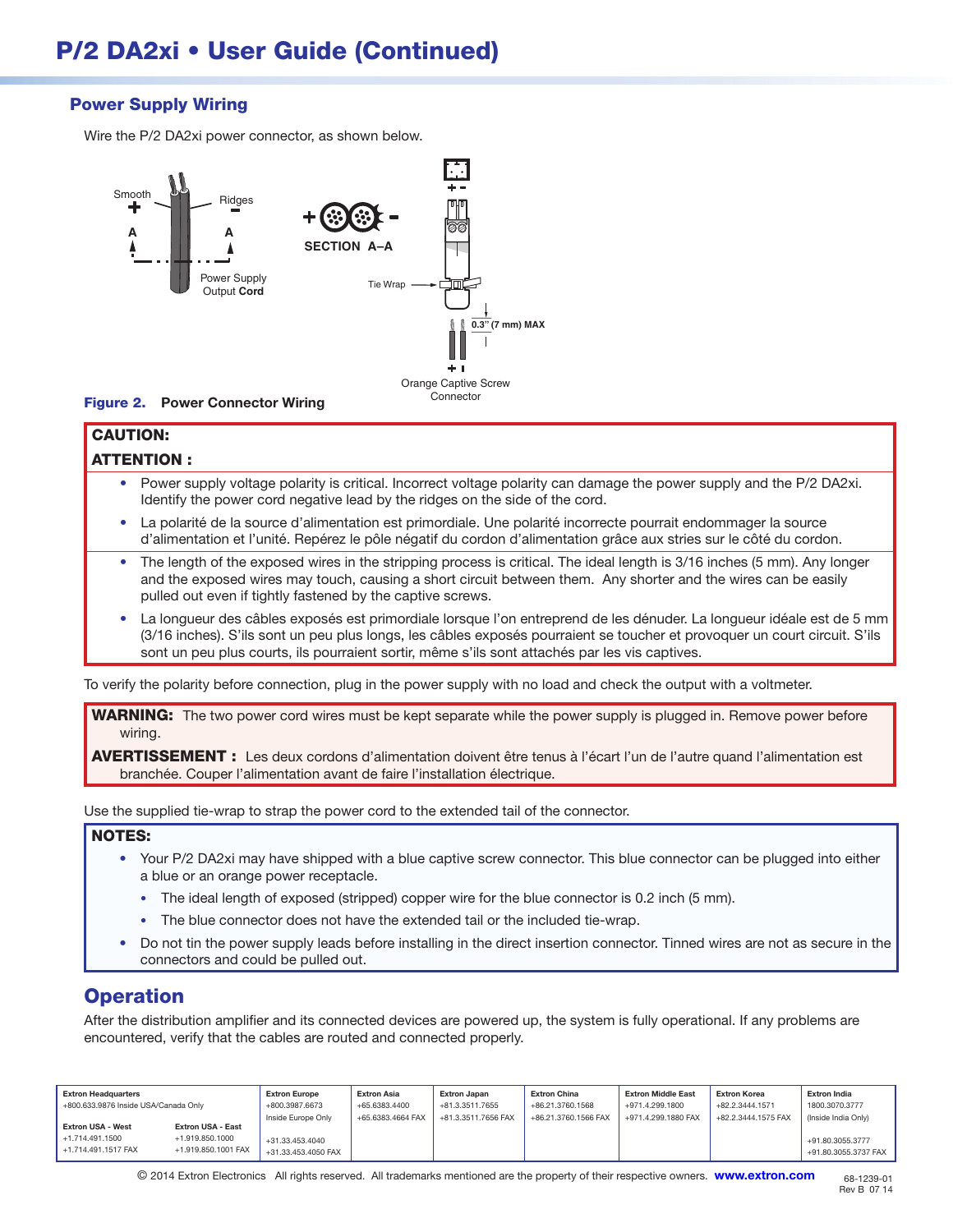# P/2 DA2xi • User Guide (Continued)

## Power Supply Wiring

Wire the P/2 DA2xi power connector, as shown below.

Smooth

Ridges

A

A

Power Supply Output Cord

SECTION A–A

Tie Wrap

0.3" (7 mm) MAX

Orange Captive Screw Connector

**Figure 2.** **Power Connector Wiring**

**CAUTION:**

**ATTENTION :**

- Power supply voltage polarity is critical. Incorrect voltage polarity can damage the power supply and the P/2 DA2xi. Identify the power cord negative lead by the ridges on the side of the cord.
- La polarité de la source d'alimentation est primordiale. Une polarité incorrecte pourrait endommager la source d'alimentation et l'unité. Repérez le pôle négatif du cordon d'alimentation grâce aux stries sur le côté du cordon.
- The length of the exposed wires in the stripping process is critical. The ideal length is 3/16 inches (5 mm). Any longer and the exposed wires may touch, causing a short circuit between them. Any shorter and the wires can be easily pulled out even if tightly fastened by the captive screws.
- La longueur des câbles exposés est primordiale lorsque l'on entreprend de les dénuder. La longueur idéale est de 5 mm (3/16 inches). S'ils sont un peu plus longs, les câbles exposés pourraient se toucher et provoquer un court circuit. S'ils sont un peu plus courts, ils pourraient sortir, même s'ils sont attachés par les vis captives.

To verify the polarity before connection, plug in the power supply with no load and check the output with a voltmeter.

**WARNING:** The two power cord wires must be kept separate while the power supply is plugged in. Remove power before wiring.

**AVERTISSEMENT :** Les deux cordons d'alimentation doivent être tenus à l'écart l'un de l'autre quand l'alimentation est branchée. Couper l'alimentation avant de faire l'installation électrique.

Use the supplied tie-wrap to strap the power cord to the extended tail of the connector.

**NOTES:**

- Your P/2 DA2xi may have shipped with a blue captive screw connector. This blue connector can be plugged into either a blue or an orange power receptacle.
  - The ideal length of exposed (stripped) copper wire for the blue connector is 0.2 inch (5 mm).
  - The blue connector does not have the extended tail or the included tie-wrap.
- Do not tin the power supply leads before installing in the direct insertion connector. Tinned wires are not as secure in the connectors and could be pulled out.

## Operation

After the distribution amplifier and its connected devices are powered up, the system is fully operational. If any problems are encountered, verify that the cables are routed and connected properly.

| | | | | | | | | |
|---|---|---|---|---|---|---|---|---|
| **Extron Headquarters**<br>+800.633.9876 Inside USA/Canada Only | | **Extron Europe**<br>+800.3987.6673<br>Inside Europe Only | **Extron Asia**<br>+65.6383.4400<br>+65.6383.4664 FAX | **Extron Japan**<br>+81.3.3511.7655<br>+81.3.3511.7656 FAX | **Extron China**<br>+86.21.3760.1568<br>+86.21.3760.1566 FAX | **Extron Middle East**<br>+971.4.299.1800<br>+971.4.299.1880 FAX | **Extron Korea**<br>+82.2.3444.1571<br>+82.2.3444.1575 FAX | **Extron India**<br>1800.3070.3777<br>(Inside India Only) |
| **Extron USA - West**<br>+1.714.491.1500<br>+1.714.491.1517 FAX | **Extron USA - East**<br>+1.919.850.1000<br>+1.919.850.1001 FAX | +31.33.453.4040<br>+31.33.453.4050 FAX | | | | | | +91.80.3055.3777<br>+91.80.3055.3737 FAX |

© 2014 Extron Electronics All rights reserved. All trademarks mentioned are the property of their respective owners. **www.extron.com**

68-1239-01
Rev B 07 14